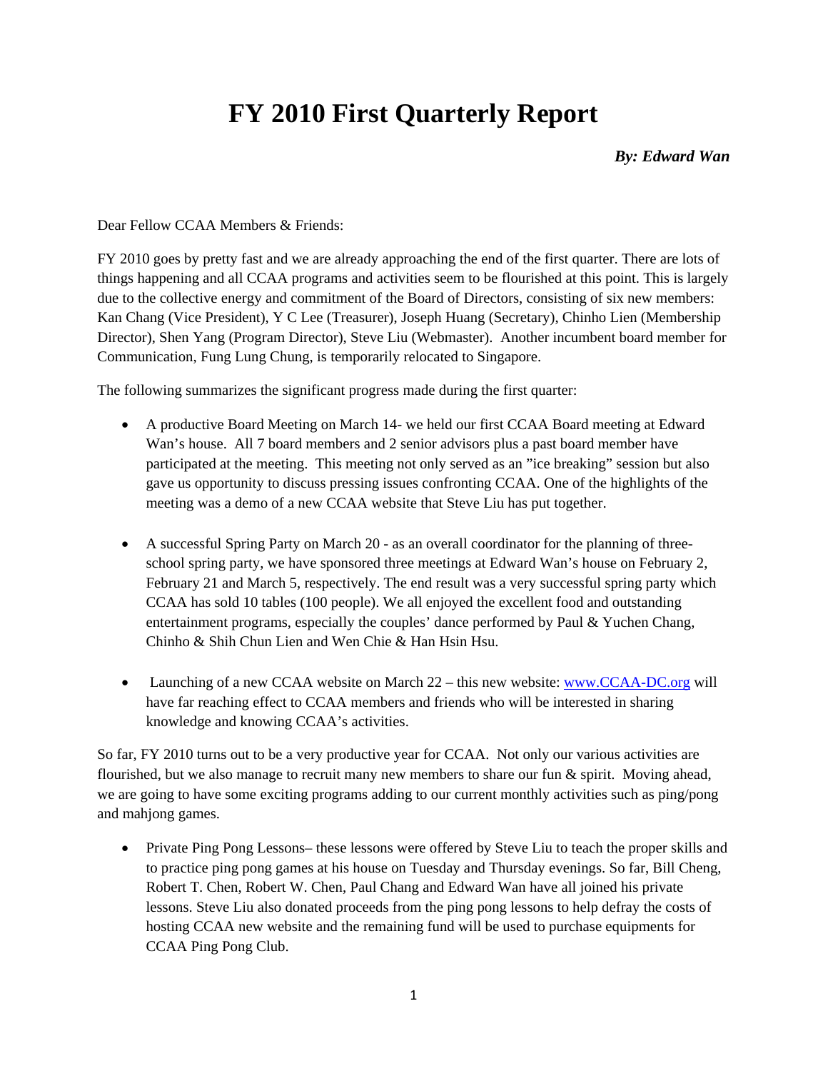# FY 2010 First Quarterly Report

***By: Edward Wan***

Dear Fellow CCAA Members & Friends:

FY 2010 goes by pretty fast and we are already approaching the end of the first quarter. There are lots of things happening and all CCAA programs and activities seem to be flourished at this point. This is largely due to the collective energy and commitment of the Board of Directors, consisting of six new members: Kan Chang (Vice President), Y C Lee (Treasurer), Joseph Huang (Secretary), Chinho Lien (Membership Director), Shen Yang (Program Director), Steve Liu (Webmaster). Another incumbent board member for Communication, Fung Lung Chung, is temporarily relocated to Singapore.

The following summarizes the significant progress made during the first quarter:

- A productive Board Meeting on March 14- we held our first CCAA Board meeting at Edward Wan's house. All 7 board members and 2 senior advisors plus a past board member have participated at the meeting. This meeting not only served as an "ice breaking" session but also gave us opportunity to discuss pressing issues confronting CCAA. One of the highlights of the meeting was a demo of a new CCAA website that Steve Liu has put together.

- A successful Spring Party on March 20 - as an overall coordinator for the planning of three-school spring party, we have sponsored three meetings at Edward Wan's house on February 2, February 21 and March 5, respectively. The end result was a very successful spring party which CCAA has sold 10 tables (100 people). We all enjoyed the excellent food and outstanding entertainment programs, especially the couples' dance performed by Paul & Yuchen Chang, Chinho & Shih Chun Lien and Wen Chie & Han Hsin Hsu.

- Launching of a new CCAA website on March 22 – this new website: [www.CCAA-DC.org](http://www.CCAA-DC.org) will have far reaching effect to CCAA members and friends who will be interested in sharing knowledge and knowing CCAA's activities.

So far, FY 2010 turns out to be a very productive year for CCAA. Not only our various activities are flourished, but we also manage to recruit many new members to share our fun & spirit. Moving ahead, we are going to have some exciting programs adding to our current monthly activities such as ping/pong and mahjong games.

- Private Ping Pong Lessons– these lessons were offered by Steve Liu to teach the proper skills and to practice ping pong games at his house on Tuesday and Thursday evenings. So far, Bill Cheng, Robert T. Chen, Robert W. Chen, Paul Chang and Edward Wan have all joined his private lessons. Steve Liu also donated proceeds from the ping pong lessons to help defray the costs of hosting CCAA new website and the remaining fund will be used to purchase equipments for CCAA Ping Pong Club.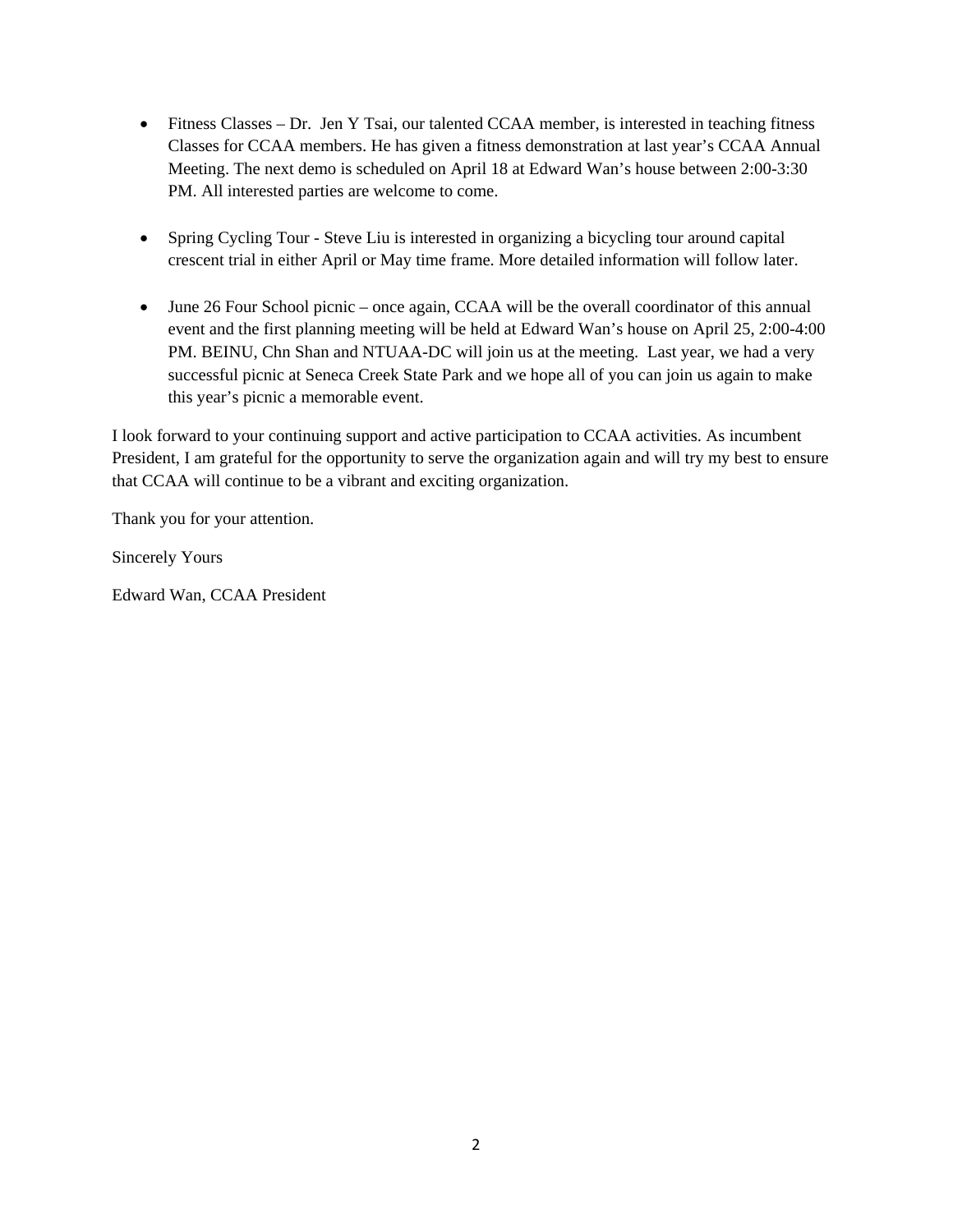- Fitness Classes – Dr. Jen Y Tsai, our talented CCAA member, is interested in teaching fitness Classes for CCAA members. He has given a fitness demonstration at last year's CCAA Annual Meeting. The next demo is scheduled on April 18 at Edward Wan's house between 2:00-3:30 PM. All interested parties are welcome to come.

- Spring Cycling Tour - Steve Liu is interested in organizing a bicycling tour around capital crescent trial in either April or May time frame. More detailed information will follow later.

- June 26 Four School picnic – once again, CCAA will be the overall coordinator of this annual event and the first planning meeting will be held at Edward Wan's house on April 25, 2:00-4:00 PM. BEINU, Chn Shan and NTUAA-DC will join us at the meeting. Last year, we had a very successful picnic at Seneca Creek State Park and we hope all of you can join us again to make this year's picnic a memorable event.

I look forward to your continuing support and active participation to CCAA activities. As incumbent President, I am grateful for the opportunity to serve the organization again and will try my best to ensure that CCAA will continue to be a vibrant and exciting organization.

Thank you for your attention.

Sincerely Yours

Edward Wan, CCAA President